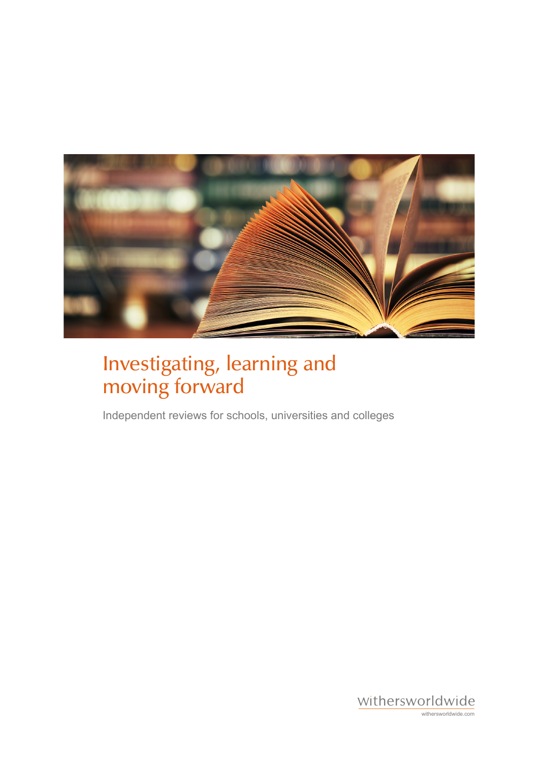# Investigating, learning and moving forward

Independent reviews for schools, universities and colleges

withersworldwide

withersworldwide.com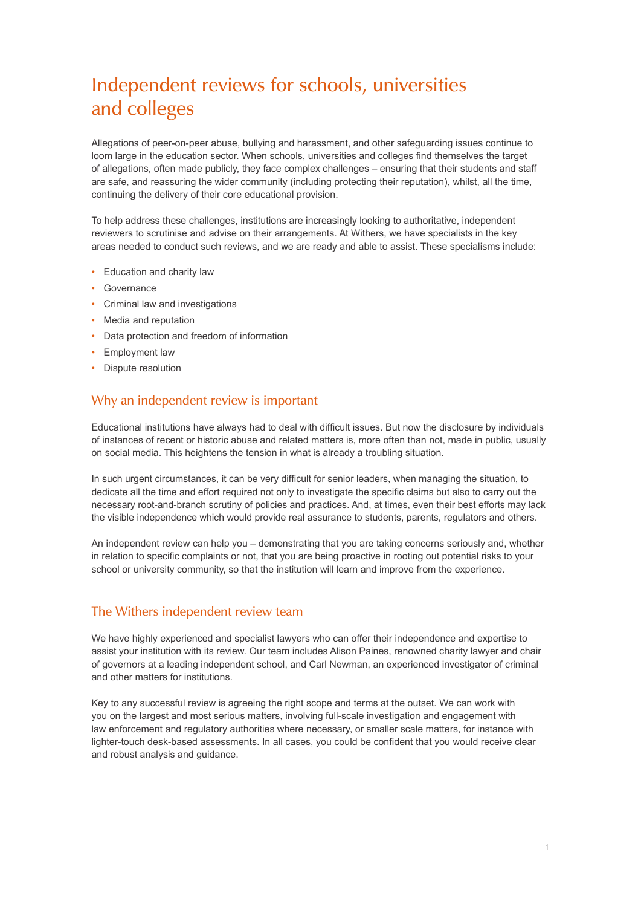# Independent reviews for schools, universities and colleges

Allegations of peer-on-peer abuse, bullying and harassment, and other safeguarding issues continue to loom large in the education sector. When schools, universities and colleges find themselves the target of allegations, often made publicly, they face complex challenges – ensuring that their students and staff are safe, and reassuring the wider community (including protecting their reputation), whilst, all the time, continuing the delivery of their core educational provision.

To help address these challenges, institutions are increasingly looking to authoritative, independent reviewers to scrutinise and advise on their arrangements. At Withers, we have specialists in the key areas needed to conduct such reviews, and we are ready and able to assist. These specialisms include:

- Education and charity law
- Governance
- Criminal law and investigations
- Media and reputation
- Data protection and freedom of information
- Employment law
- Dispute resolution

## Why an independent review is important

Educational institutions have always had to deal with difficult issues. But now the disclosure by individuals of instances of recent or historic abuse and related matters is, more often than not, made in public, usually on social media. This heightens the tension in what is already a troubling situation.

In such urgent circumstances, it can be very difficult for senior leaders, when managing the situation, to dedicate all the time and effort required not only to investigate the specific claims but also to carry out the necessary root-and-branch scrutiny of policies and practices. And, at times, even their best efforts may lack the visible independence which would provide real assurance to students, parents, regulators and others.

An independent review can help you – demonstrating that you are taking concerns seriously and, whether in relation to specific complaints or not, that you are being proactive in rooting out potential risks to your school or university community, so that the institution will learn and improve from the experience.

## The Withers independent review team

We have highly experienced and specialist lawyers who can offer their independence and expertise to assist your institution with its review. Our team includes Alison Paines, renowned charity lawyer and chair of governors at a leading independent school, and Carl Newman, an experienced investigator of criminal and other matters for institutions.

Key to any successful review is agreeing the right scope and terms at the outset. We can work with you on the largest and most serious matters, involving full-scale investigation and engagement with law enforcement and regulatory authorities where necessary, or smaller scale matters, for instance with lighter-touch desk-based assessments. In all cases, you could be confident that you would receive clear and robust analysis and guidance.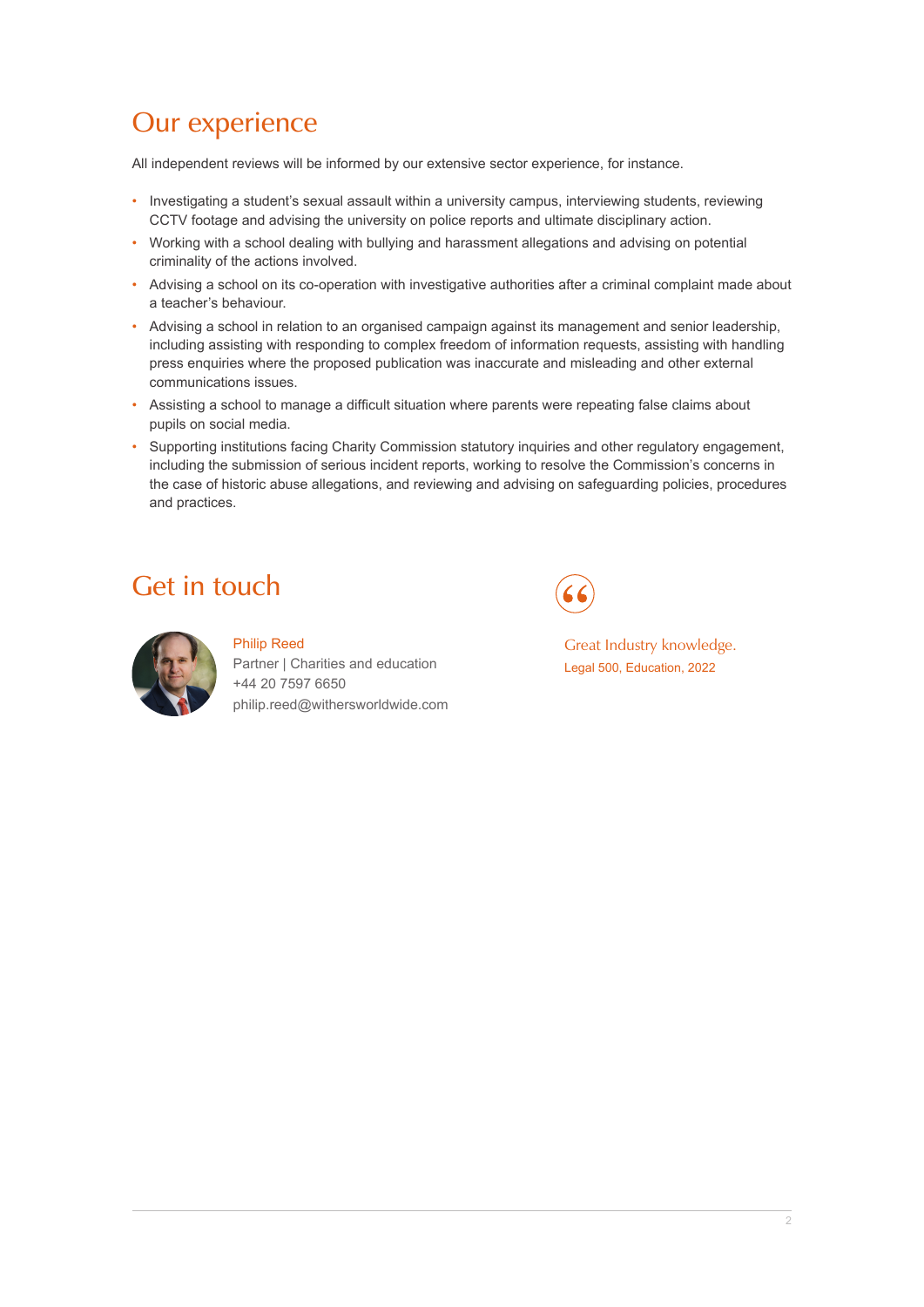## Our experience

All independent reviews will be informed by our extensive sector experience, for instance.

- Investigating a student's sexual assault within a university campus, interviewing students, reviewing CCTV footage and advising the university on police reports and ultimate disciplinary action.
- Working with a school dealing with bullying and harassment allegations and advising on potential criminality of the actions involved.
- Advising a school on its co-operation with investigative authorities after a criminal complaint made about a teacher's behaviour.
- Advising a school in relation to an organised campaign against its management and senior leadership, including assisting with responding to complex freedom of information requests, assisting with handling press enquiries where the proposed publication was inaccurate and misleading and other external communications issues.
- Assisting a school to manage a difficult situation where parents were repeating false claims about pupils on social media.
- Supporting institutions facing Charity Commission statutory inquiries and other regulatory engagement, including the submission of serious incident reports, working to resolve the Commission's concerns in the case of historic abuse allegations, and reviewing and advising on safeguarding policies, procedures and practices.

## Get in touch

Philip Reed
Partner | Charities and education
+44 20 7597 6650
philip.reed@withersworldwide.com

> Great Industry knowledge.
>
> Legal 500, Education, 2022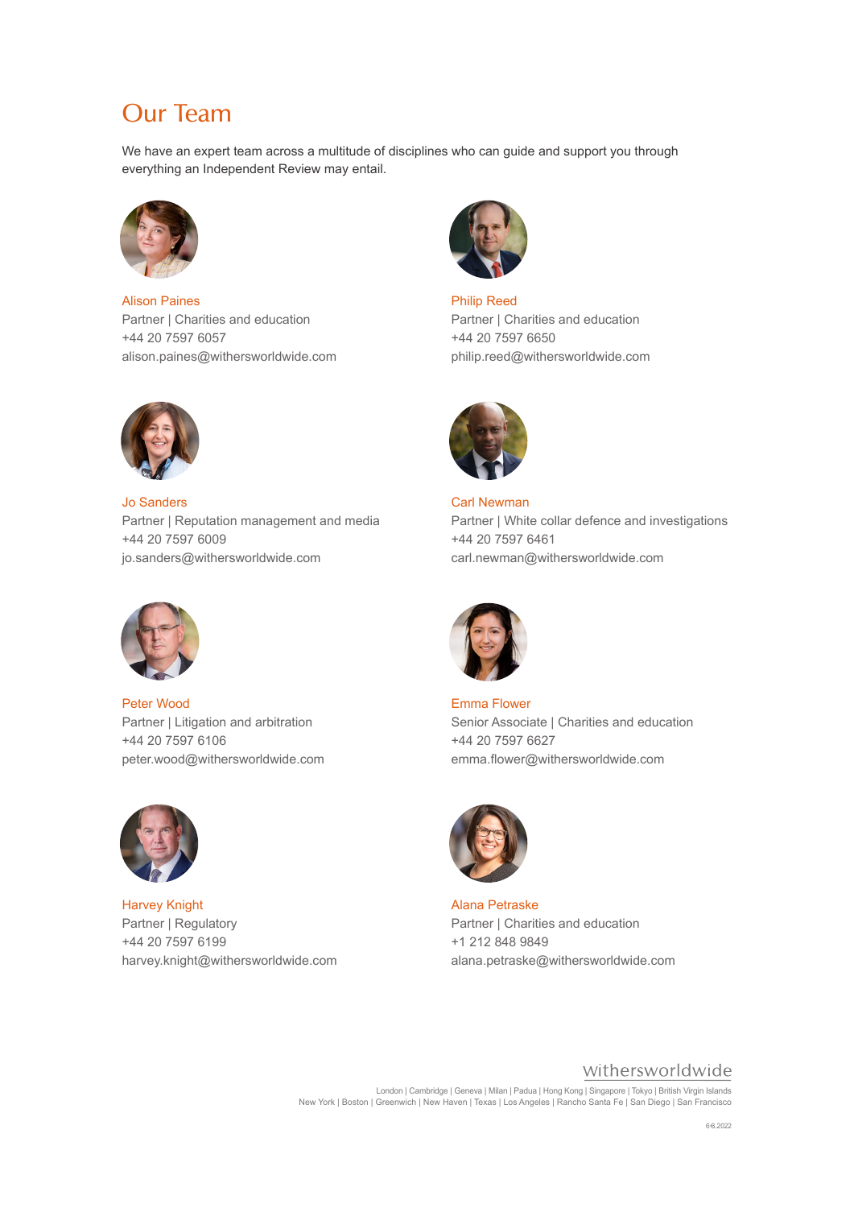# Our Team

We have an expert team across a multitude of disciplines who can guide and support you through everything an Independent Review may entail.

Alison Paines
Partner | Charities and education
+44 20 7597 6057
alison.paines@withersworldwide.com

Philip Reed
Partner | Charities and education
+44 20 7597 6650
philip.reed@withersworldwide.com

Jo Sanders
Partner | Reputation management and media
+44 20 7597 6009
jo.sanders@withersworldwide.com

Carl Newman
Partner | White collar defence and investigations
+44 20 7597 6461
carl.newman@withersworldwide.com

Peter Wood
Partner | Litigation and arbitration
+44 20 7597 6106
peter.wood@withersworldwide.com

Emma Flower
Senior Associate | Charities and education
+44 20 7597 6627
emma.flower@withersworldwide.com

Harvey Knight
Partner | Regulatory
+44 20 7597 6199
harvey.knight@withersworldwide.com

Alana Petraske
Partner | Charities and education
+1 212 848 9849
alana.petraske@withersworldwide.com

withersworldwide

London | Cambridge | Geneva | Milan | Padua | Hong Kong | Singapore | Tokyo | British Virgin Islands
New York | Boston | Greenwich | New Haven | Texas | Los Angeles | Rancho Santa Fe | San Diego | San Francisco

6.6.2022